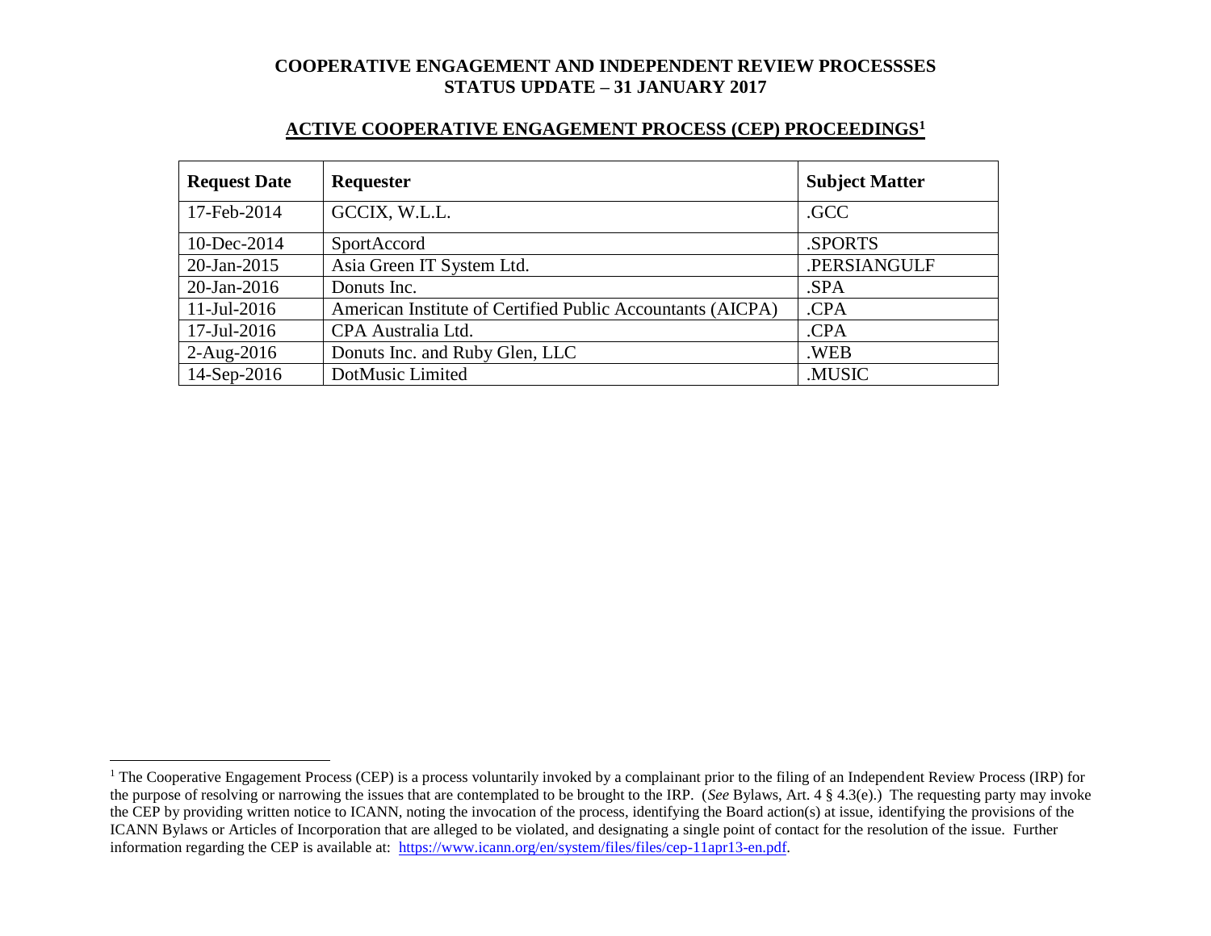# COOPERATIVE ENGAGEMENT AND INDEPENDENT REVIEW PROCESSSES STATUS UPDATE – 31 JANUARY 2017

## ACTIVE COOPERATIVE ENGAGEMENT PROCESS (CEP) PROCEEDINGS[1]

| Request Date | Requester | Subject Matter |
|---|---|---|
| 17-Feb-2014 | GCCIX, W.L.L. | .GCC |
| 10-Dec-2014 | SportAccord | .SPORTS |
| 20-Jan-2015 | Asia Green IT System Ltd. | .PERSIANGULF |
| 20-Jan-2016 | Donuts Inc. | .SPA |
| 11-Jul-2016 | American Institute of Certified Public Accountants (AICPA) | .CPA |
| 17-Jul-2016 | CPA Australia Ltd. | .CPA |
| 2-Aug-2016 | Donuts Inc. and Ruby Glen, LLC | .WEB |
| 14-Sep-2016 | DotMusic Limited | .MUSIC |

[1] The Cooperative Engagement Process (CEP) is a process voluntarily invoked by a complainant prior to the filing of an Independent Review Process (IRP) for the purpose of resolving or narrowing the issues that are contemplated to be brought to the IRP. (*See* Bylaws, Art. 4 § 4.3(e).) The requesting party may invoke the CEP by providing written notice to ICANN, noting the invocation of the process, identifying the Board action(s) at issue, identifying the provisions of the ICANN Bylaws or Articles of Incorporation that are alleged to be violated, and designating a single point of contact for the resolution of the issue. Further information regarding the CEP is available at: https://www.icann.org/en/system/files/files/cep-11apr13-en.pdf.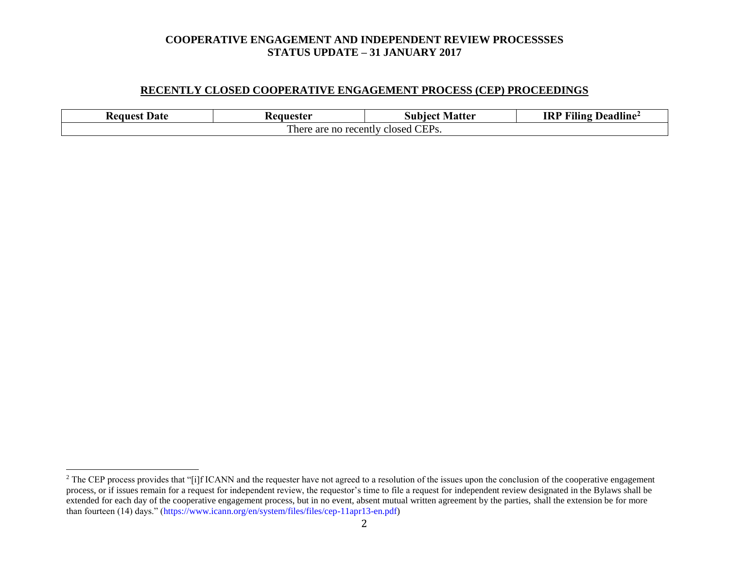# COOPERATIVE ENGAGEMENT AND INDEPENDENT REVIEW PROCESSSES
# STATUS UPDATE – 31 JANUARY 2017

## RECENTLY CLOSED COOPERATIVE ENGAGEMENT PROCESS (CEP) PROCEEDINGS

| Request Date | Requester | Subject Matter | IRP Filing Deadline[2] |
|---|---|---|---|
| There are no recently closed CEPs. | | | |

[2] The CEP process provides that "[i]f ICANN and the requester have not agreed to a resolution of the issues upon the conclusion of the cooperative engagement process, or if issues remain for a request for independent review, the requestor's time to file a request for independent review designated in the Bylaws shall be extended for each day of the cooperative engagement process, but in no event, absent mutual written agreement by the parties, shall the extension be for more than fourteen (14) days." (https://www.icann.org/en/system/files/files/cep-11apr13-en.pdf)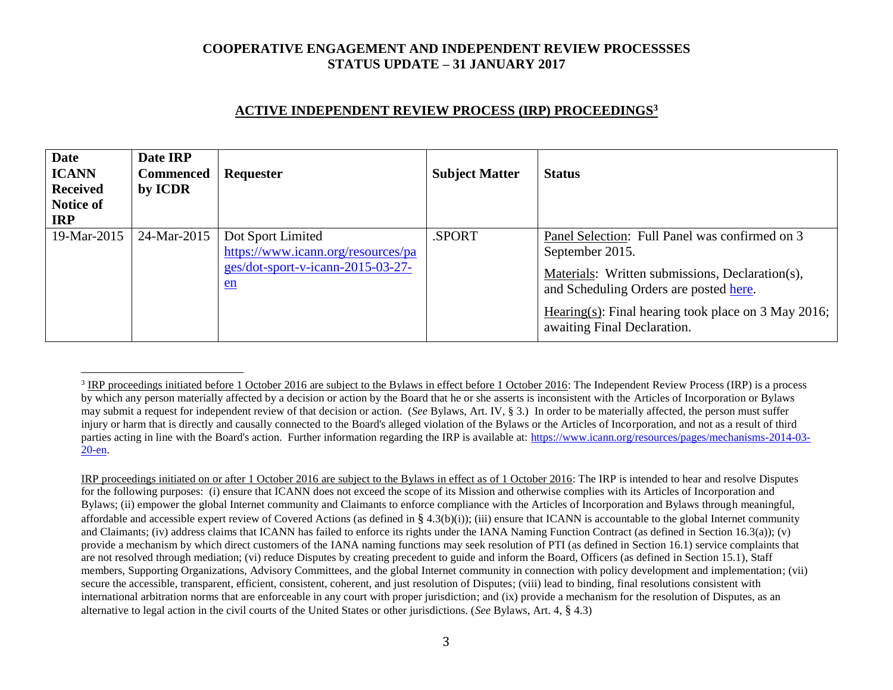# COOPERATIVE ENGAGEMENT AND INDEPENDENT REVIEW PROCESSSES
# STATUS UPDATE – 31 JANUARY 2017

## ACTIVE INDEPENDENT REVIEW PROCESS (IRP) PROCEEDINGS[3]

| Date ICANN Received Notice of IRP | Date IRP Commenced by ICDR | Requester | Subject Matter | Status |
|---|---|---|---|---|
| 19-Mar-2015 | 24-Mar-2015 | Dot Sport Limited https://www.icann.org/resources/pages/dot-sport-v-icann-2015-03-27-en | .SPORT | Panel Selection: Full Panel was confirmed on 3 September 2015. Materials: Written submissions, Declaration(s), and Scheduling Orders are posted here. Hearing(s): Final hearing took place on 3 May 2016; awaiting Final Declaration. |

[3] IRP proceedings initiated before 1 October 2016 are subject to the Bylaws in effect before 1 October 2016: The Independent Review Process (IRP) is a process by which any person materially affected by a decision or action by the Board that he or she asserts is inconsistent with the Articles of Incorporation or Bylaws may submit a request for independent review of that decision or action. (*See* Bylaws, Art. IV, § 3.) In order to be materially affected, the person must suffer injury or harm that is directly and causally connected to the Board's alleged violation of the Bylaws or the Articles of Incorporation, and not as a result of third parties acting in line with the Board's action. Further information regarding the IRP is available at: https://www.icann.org/resources/pages/mechanisms-2014-03-20-en.

IRP proceedings initiated on or after 1 October 2016 are subject to the Bylaws in effect as of 1 October 2016: The IRP is intended to hear and resolve Disputes for the following purposes: (i) ensure that ICANN does not exceed the scope of its Mission and otherwise complies with its Articles of Incorporation and Bylaws; (ii) empower the global Internet community and Claimants to enforce compliance with the Articles of Incorporation and Bylaws through meaningful, affordable and accessible expert review of Covered Actions (as defined in § 4.3(b)(i)); (iii) ensure that ICANN is accountable to the global Internet community and Claimants; (iv) address claims that ICANN has failed to enforce its rights under the IANA Naming Function Contract (as defined in Section 16.3(a)); (v) provide a mechanism by which direct customers of the IANA naming functions may seek resolution of PTI (as defined in Section 16.1) service complaints that are not resolved through mediation; (vi) reduce Disputes by creating precedent to guide and inform the Board, Officers (as defined in Section 15.1), Staff members, Supporting Organizations, Advisory Committees, and the global Internet community in connection with policy development and implementation; (vii) secure the accessible, transparent, efficient, consistent, coherent, and just resolution of Disputes; (viii) lead to binding, final resolutions consistent with international arbitration norms that are enforceable in any court with proper jurisdiction; and (ix) provide a mechanism for the resolution of Disputes, as an alternative to legal action in the civil courts of the United States or other jurisdictions. (*See* Bylaws, Art. 4, § 4.3)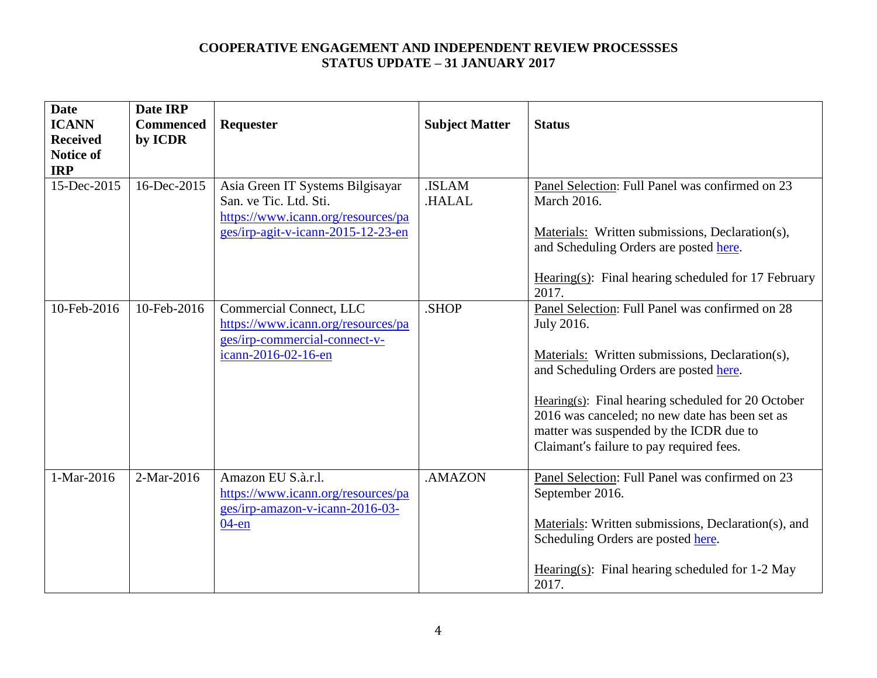**COOPERATIVE ENGAGEMENT AND INDEPENDENT REVIEW PROCESSSES**
**STATUS UPDATE – 31 JANUARY 2017**

| Date ICANN Received Notice of IRP | Date IRP Commenced by ICDR | Requester | Subject Matter | Status |
|---|---|---|---|---|
| 15-Dec-2015 | 16-Dec-2015 | Asia Green IT Systems Bilgisayar San. ve Tic. Ltd. Sti. https://www.icann.org/resources/pages/irp-agit-v-icann-2015-12-23-en | .ISLAM .HALAL | Panel Selection: Full Panel was confirmed on 23 March 2016.<br><br>Materials: Written submissions, Declaration(s), and Scheduling Orders are posted here.<br><br>Hearing(s): Final hearing scheduled for 17 February 2017. |
| 10-Feb-2016 | 10-Feb-2016 | Commercial Connect, LLC https://www.icann.org/resources/pages/irp-commercial-connect-v-icann-2016-02-16-en | .SHOP | Panel Selection: Full Panel was confirmed on 28 July 2016.<br><br>Materials: Written submissions, Declaration(s), and Scheduling Orders are posted here.<br><br>Hearing(s): Final hearing scheduled for 20 October 2016 was canceled; no new date has been set as matter was suspended by the ICDR due to Claimant's failure to pay required fees. |
| 1-Mar-2016 | 2-Mar-2016 | Amazon EU S.à.r.l. https://www.icann.org/resources/pages/irp-amazon-v-icann-2016-03-04-en | .AMAZON | Panel Selection: Full Panel was confirmed on 23 September 2016.<br><br>Materials: Written submissions, Declaration(s), and Scheduling Orders are posted here.<br><br>Hearing(s): Final hearing scheduled for 1-2 May 2017. |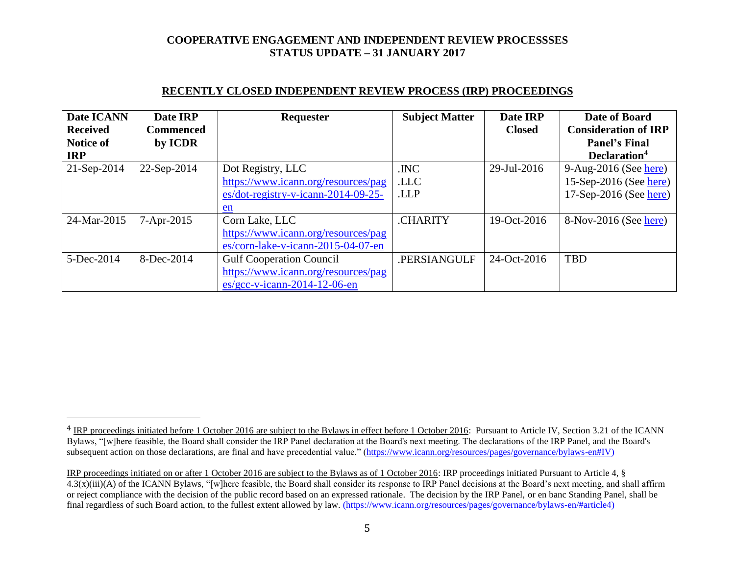**COOPERATIVE ENGAGEMENT AND INDEPENDENT REVIEW PROCESSSES**
**STATUS UPDATE – 31 JANUARY 2017**

## RECENTLY CLOSED INDEPENDENT REVIEW PROCESS (IRP) PROCEEDINGS

| Date ICANN Received Notice of IRP | Date IRP Commenced by ICDR | Requester | Subject Matter | Date IRP Closed | Date of Board Consideration of IRP Panel's Final Declaration[4] |
|---|---|---|---|---|---|
| 21-Sep-2014 | 22-Sep-2014 | Dot Registry, LLC https://www.icann.org/resources/pages/dot-registry-v-icann-2014-09-25-en | .INC .LLC .LLP | 29-Jul-2016 | 9-Aug-2016 (See here) 15-Sep-2016 (See here) 17-Sep-2016 (See here) |
| 24-Mar-2015 | 7-Apr-2015 | Corn Lake, LLC https://www.icann.org/resources/pages/corn-lake-v-icann-2015-04-07-en | .CHARITY | 19-Oct-2016 | 8-Nov-2016 (See here) |
| 5-Dec-2014 | 8-Dec-2014 | Gulf Cooperation Council https://www.icann.org/resources/pages/gcc-v-icann-2014-12-06-en | .PERSIANGULF | 24-Oct-2016 | TBD |

[4] IRP proceedings initiated before 1 October 2016 are subject to the Bylaws in effect before 1 October 2016: Pursuant to Article IV, Section 3.21 of the ICANN Bylaws, "[w]here feasible, the Board shall consider the IRP Panel declaration at the Board's next meeting. The declarations of the IRP Panel, and the Board's subsequent action on those declarations, are final and have precedential value." (https://www.icann.org/resources/pages/governance/bylaws-en#IV)

IRP proceedings initiated on or after 1 October 2016 are subject to the Bylaws as of 1 October 2016: IRP proceedings initiated Pursuant to Article 4, § 4.3(x)(iii)(A) of the ICANN Bylaws, "[w]here feasible, the Board shall consider its response to IRP Panel decisions at the Board's next meeting, and shall affirm or reject compliance with the decision of the public record based on an expressed rationale. The decision by the IRP Panel, or en banc Standing Panel, shall be final regardless of such Board action, to the fullest extent allowed by law. (https://www.icann.org/resources/pages/governance/bylaws-en/#article4)